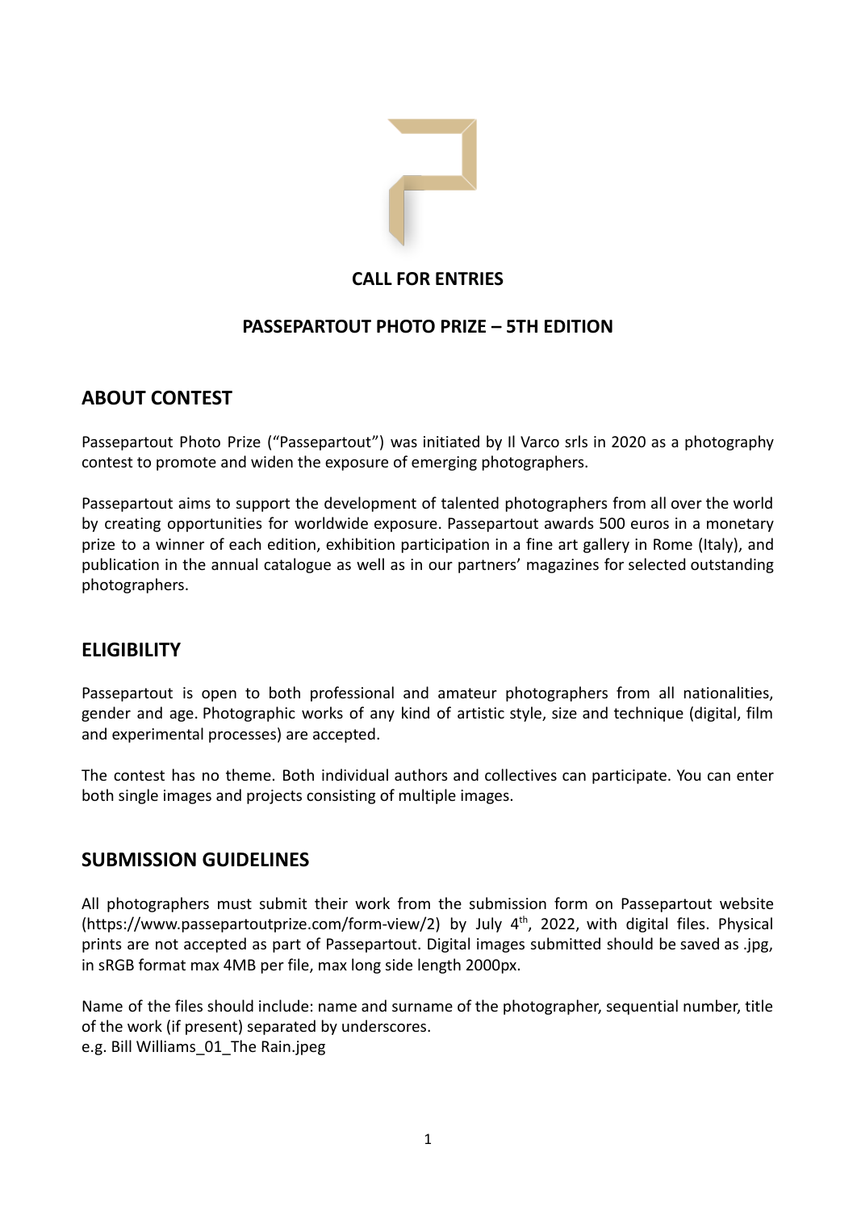**CALL FOR ENTRIES**

**PASSEPARTOUT PHOTO PRIZE – 5TH EDITION**

## ABOUT CONTEST

Passepartout Photo Prize ("Passepartout") was initiated by Il Varco srls in 2020 as a photography contest to promote and widen the exposure of emerging photographers.

Passepartout aims to support the development of talented photographers from all over the world by creating opportunities for worldwide exposure. Passepartout awards 500 euros in a monetary prize to a winner of each edition, exhibition participation in a fine art gallery in Rome (Italy), and publication in the annual catalogue as well as in our partners' magazines for selected outstanding photographers.

## ELIGIBILITY

Passepartout is open to both professional and amateur photographers from all nationalities, gender and age. Photographic works of any kind of artistic style, size and technique (digital, film and experimental processes) are accepted.

The contest has no theme. Both individual authors and collectives can participate. You can enter both single images and projects consisting of multiple images.

## SUBMISSION GUIDELINES

All photographers must submit their work from the submission form on Passepartout website (https://www.passepartoutprize.com/form-view/2) by July 4th, 2022, with digital files. Physical prints are not accepted as part of Passepartout. Digital images submitted should be saved as .jpg, in sRGB format max 4MB per file, max long side length 2000px.

Name of the files should include: name and surname of the photographer, sequential number, title of the work (if present) separated by underscores.
e.g. Bill Williams_01_The Rain.jpeg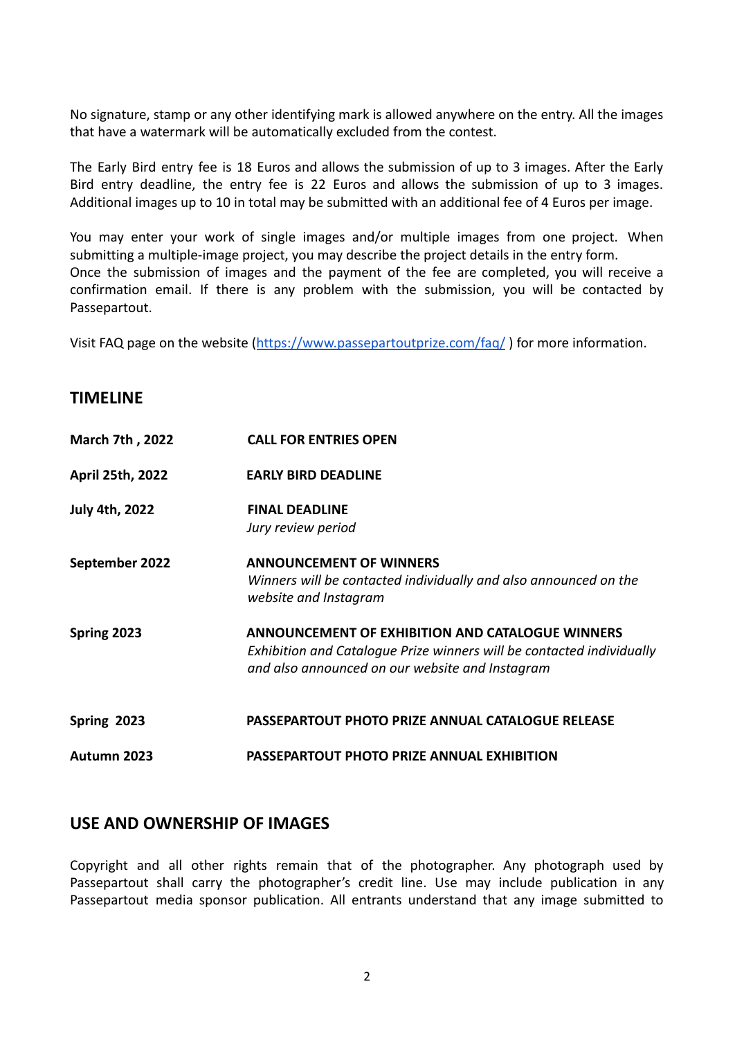No signature, stamp or any other identifying mark is allowed anywhere on the entry. All the images that have a watermark will be automatically excluded from the contest.

The Early Bird entry fee is 18 Euros and allows the submission of up to 3 images. After the Early Bird entry deadline, the entry fee is 22 Euros and allows the submission of up to 3 images. Additional images up to 10 in total may be submitted with an additional fee of 4 Euros per image.

You may enter your work of single images and/or multiple images from one project. When submitting a multiple-image project, you may describe the project details in the entry form.
Once the submission of images and the payment of the fee are completed, you will receive a confirmation email. If there is any problem with the submission, you will be contacted by Passepartout.

Visit FAQ page on the website (https://www.passepartoutprize.com/faq/ ) for more information.

## TIMELINE

| | |
|---|---|
| **March 7th , 2022** | **CALL FOR ENTRIES OPEN** |
| **April 25th, 2022** | **EARLY BIRD DEADLINE** |
| **July 4th, 2022** | **FINAL DEADLINE**<br>*Jury review period* |
| **September 2022** | **ANNOUNCEMENT OF WINNERS**<br>*Winners will be contacted individually and also announced on the website and Instagram* |
| **Spring 2023** | **ANNOUNCEMENT OF EXHIBITION AND CATALOGUE WINNERS**<br>*Exhibition and Catalogue Prize winners will be contacted individually and also announced on our website and Instagram* |
| **Spring 2023** | **PASSEPARTOUT PHOTO PRIZE ANNUAL CATALOGUE RELEASE** |
| **Autumn 2023** | **PASSEPARTOUT PHOTO PRIZE ANNUAL EXHIBITION** |

## USE AND OWNERSHIP OF IMAGES

Copyright and all other rights remain that of the photographer. Any photograph used by Passepartout shall carry the photographer's credit line. Use may include publication in any Passepartout media sponsor publication. All entrants understand that any image submitted to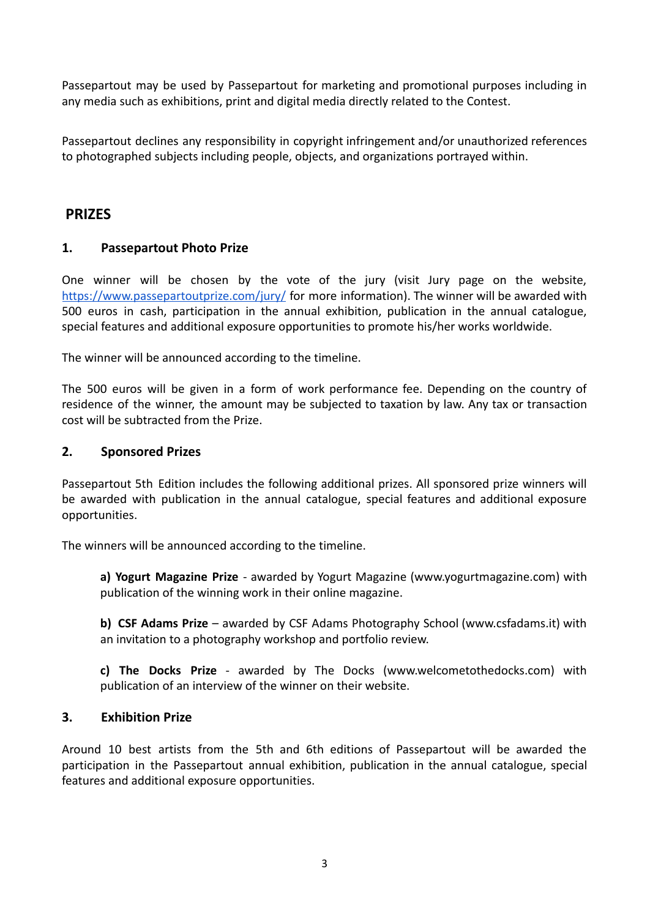Passepartout may be used by Passepartout for marketing and promotional purposes including in any media such as exhibitions, print and digital media directly related to the Contest.

Passepartout declines any responsibility in copyright infringement and/or unauthorized references to photographed subjects including people, objects, and organizations portrayed within.

## PRIZES

### 1. Passepartout Photo Prize

One winner will be chosen by the vote of the jury (visit Jury page on the website, [https://www.passepartoutprize.com/jury/](https://www.passepartoutprize.com/jury/) for more information). The winner will be awarded with 500 euros in cash, participation in the annual exhibition, publication in the annual catalogue, special features and additional exposure opportunities to promote his/her works worldwide.

The winner will be announced according to the timeline.

The 500 euros will be given in a form of work performance fee. Depending on the country of residence of the winner, the amount may be subjected to taxation by law. Any tax or transaction cost will be subtracted from the Prize.

### 2. Sponsored Prizes

Passepartout 5th Edition includes the following additional prizes. All sponsored prize winners will be awarded with publication in the annual catalogue, special features and additional exposure opportunities.

The winners will be announced according to the timeline.

**a) Yogurt Magazine Prize** - awarded by Yogurt Magazine (www.yogurtmagazine.com) with publication of the winning work in their online magazine.

**b) CSF Adams Prize** – awarded by CSF Adams Photography School (www.csfadams.it) with an invitation to a photography workshop and portfolio review.

**c) The Docks Prize** - awarded by The Docks (www.welcometothedocks.com) with publication of an interview of the winner on their website.

### 3. Exhibition Prize

Around 10 best artists from the 5th and 6th editions of Passepartout will be awarded the participation in the Passepartout annual exhibition, publication in the annual catalogue, special features and additional exposure opportunities.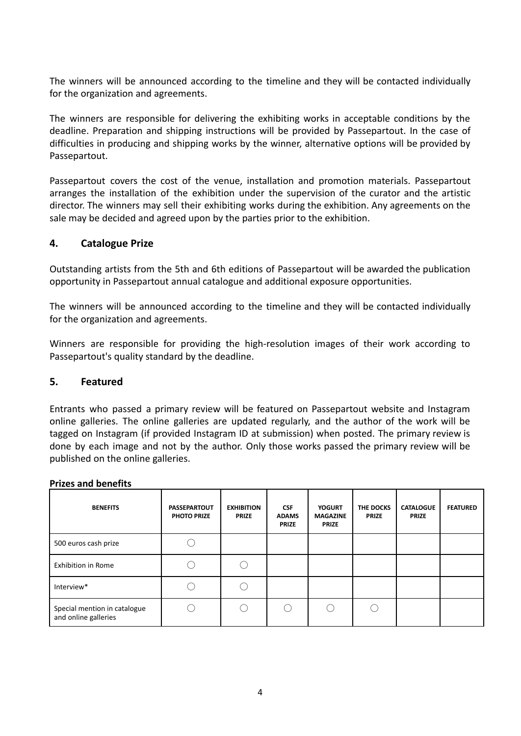The winners will be announced according to the timeline and they will be contacted individually for the organization and agreements.

The winners are responsible for delivering the exhibiting works in acceptable conditions by the deadline. Preparation and shipping instructions will be provided by Passepartout. In the case of difficulties in producing and shipping works by the winner, alternative options will be provided by Passepartout.

Passepartout covers the cost of the venue, installation and promotion materials. Passepartout arranges the installation of the exhibition under the supervision of the curator and the artistic director. The winners may sell their exhibiting works during the exhibition. Any agreements on the sale may be decided and agreed upon by the parties prior to the exhibition.

## 4. Catalogue Prize

Outstanding artists from the 5th and 6th editions of Passepartout will be awarded the publication opportunity in Passepartout annual catalogue and additional exposure opportunities.

The winners will be announced according to the timeline and they will be contacted individually for the organization and agreements.

Winners are responsible for providing the high-resolution images of their work according to Passepartout's quality standard by the deadline.

## 5. Featured

Entrants who passed a primary review will be featured on Passepartout website and Instagram online galleries. The online galleries are updated regularly, and the author of the work will be tagged on Instagram (if provided Instagram ID at submission) when posted. The primary review is done by each image and not by the author. Only those works passed the primary review will be published on the online galleries.

**Prizes and benefits**

| BENEFITS | PASSEPARTOUT PHOTO PRIZE | EXHIBITION PRIZE | CSF ADAMS PRIZE | YOGURT MAGAZINE PRIZE | THE DOCKS PRIZE | CATALOGUE PRIZE | FEATURED |
|---|---|---|---|---|---|---|---|
| 500 euros cash prize | ◯ | | | | | | |
| Exhibition in Rome | ◯ | ◯ | | | | | |
| Interview* | ◯ | ◯ | | | | | |
| Special mention in catalogue and online galleries | ◯ | ◯ | ◯ | ◯ | ◯ | | |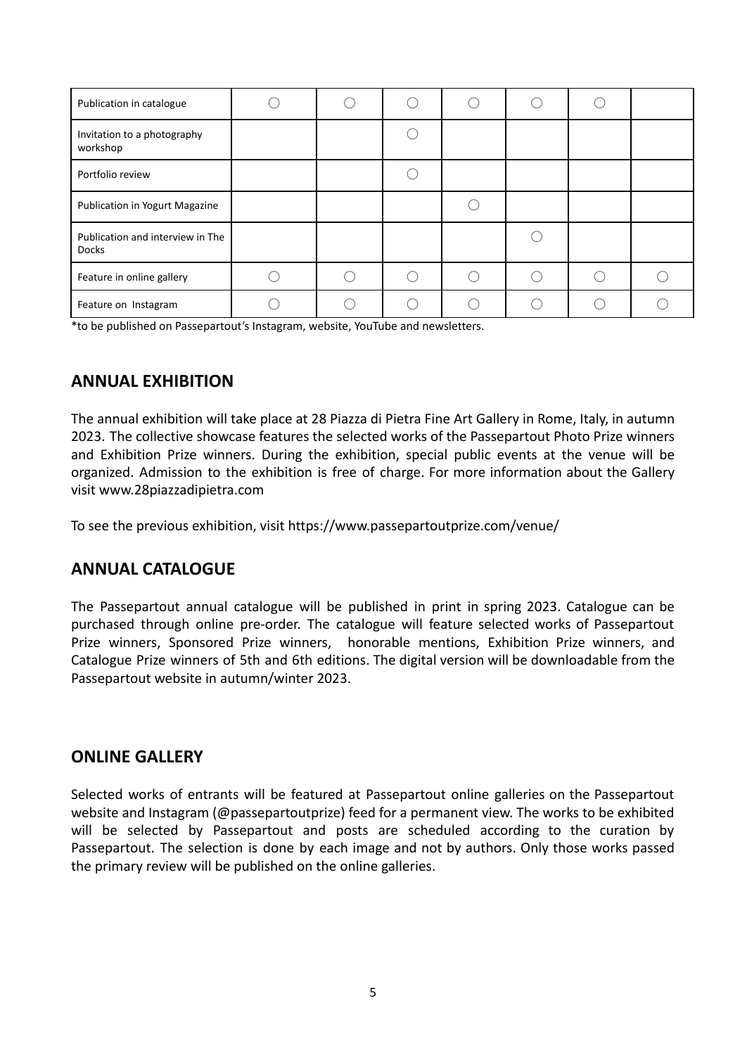| | | | | | | | |
|---|---|---|---|---|---|---|---|
| Publication in catalogue | ○ | ○ | ○ | ○ | ○ | ○ | |
| Invitation to a photography workshop | | | ○ | | | | |
| Portfolio review | | | ○ | | | | |
| Publication in Yogurt Magazine | | | | ○ | | | |
| Publication and interview in The Docks | | | | | ○ | | |
| Feature in online gallery | ○ | ○ | ○ | ○ | ○ | ○ | ○ |
| Feature on Instagram | ○ | ○ | ○ | ○ | ○ | ○ | ○ |

*to be published on Passepartout's Instagram, website, YouTube and newsletters.

## ANNUAL EXHIBITION

The annual exhibition will take place at 28 Piazza di Pietra Fine Art Gallery in Rome, Italy, in autumn 2023. The collective showcase features the selected works of the Passepartout Photo Prize winners and Exhibition Prize winners. During the exhibition, special public events at the venue will be organized. Admission to the exhibition is free of charge. For more information about the Gallery visit www.28piazzadipietra.com

To see the previous exhibition, visit https://www.passepartoutprize.com/venue/

## ANNUAL CATALOGUE

The Passepartout annual catalogue will be published in print in spring 2023. Catalogue can be purchased through online pre-order. The catalogue will feature selected works of Passepartout Prize winners, Sponsored Prize winners, honorable mentions, Exhibition Prize winners, and Catalogue Prize winners of 5th and 6th editions. The digital version will be downloadable from the Passepartout website in autumn/winter 2023.

## ONLINE GALLERY

Selected works of entrants will be featured at Passepartout online galleries on the Passepartout website and Instagram (@passepartoutprize) feed for a permanent view. The works to be exhibited will be selected by Passepartout and posts are scheduled according to the curation by Passepartout. The selection is done by each image and not by authors. Only those works passed the primary review will be published on the online galleries.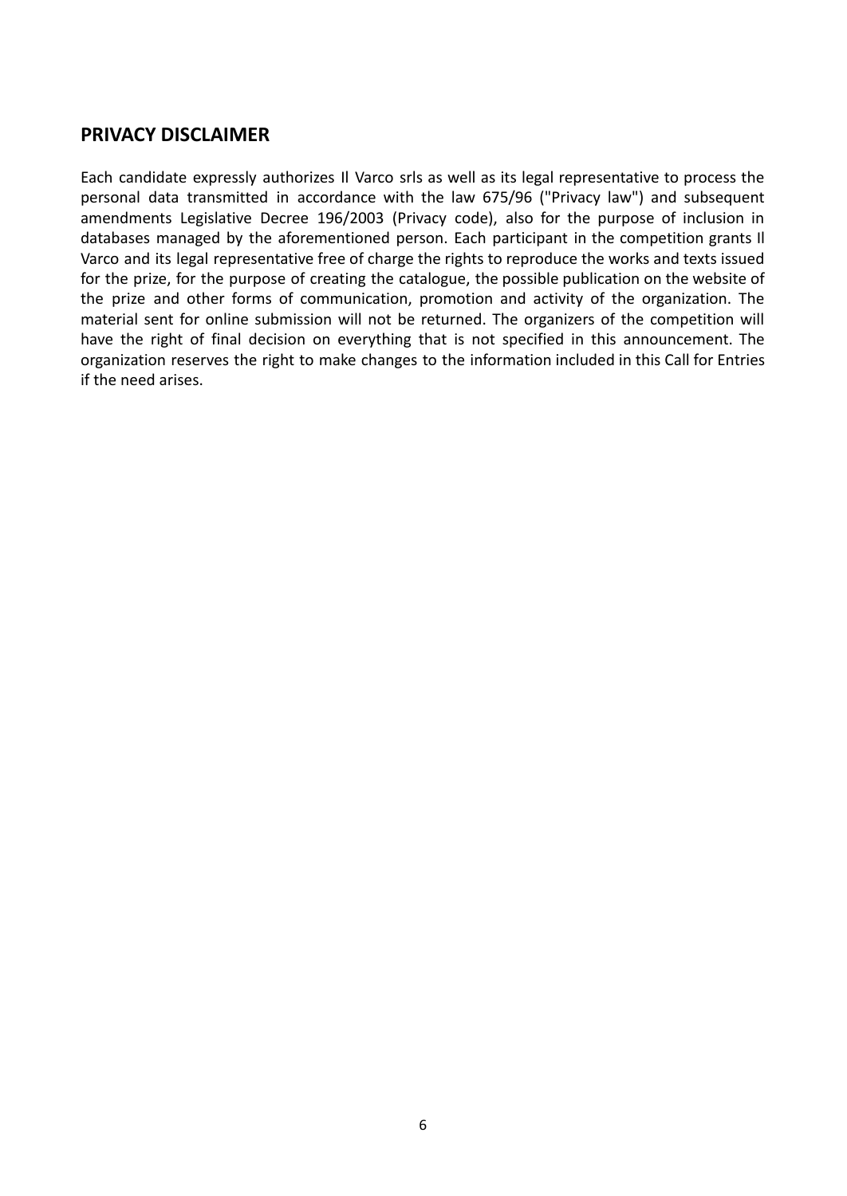## PRIVACY DISCLAIMER

Each candidate expressly authorizes Il Varco srls as well as its legal representative to process the personal data transmitted in accordance with the law 675/96 ("Privacy law") and subsequent amendments Legislative Decree 196/2003 (Privacy code), also for the purpose of inclusion in databases managed by the aforementioned person. Each participant in the competition grants Il Varco and its legal representative free of charge the rights to reproduce the works and texts issued for the prize, for the purpose of creating the catalogue, the possible publication on the website of the prize and other forms of communication, promotion and activity of the organization. The material sent for online submission will not be returned. The organizers of the competition will have the right of final decision on everything that is not specified in this announcement. The organization reserves the right to make changes to the information included in this Call for Entries if the need arises.